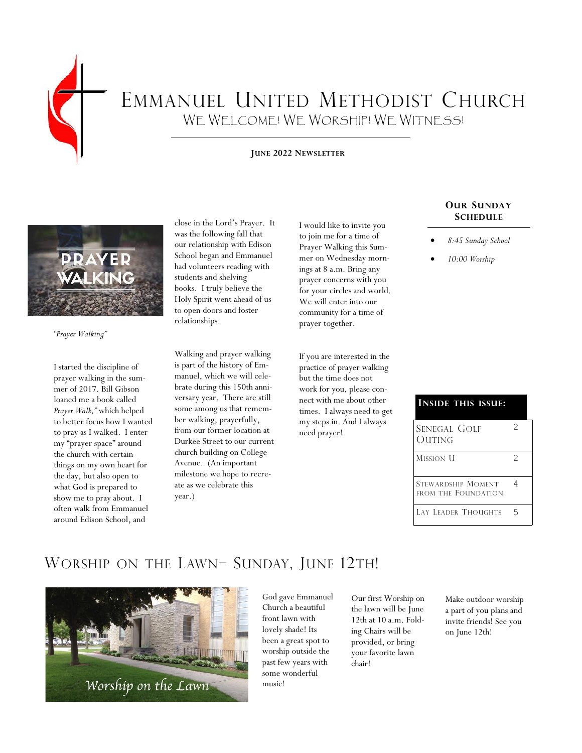# Emmanuel United Methodist Church

## We Welcome! We Worship! We Witness!

**June 2022 Newsletter**

### Our Sunday Schedule

- *8:45 Sunday School*
- *10:00 Worship*

### Inside this issue:

| | |
|---|---|
| Senegal Golf Outing | 2 |
| Mission U | 2 |
| Stewardship Moment from the Foundation | 4 |
| Lay Leader Thoughts | 5 |

*"Prayer Walking"*

I started the discipline of prayer walking in the summer of 2017. Bill Gibson loaned me a book called *Prayer Walk,"* which helped to better focus how I wanted to pray as I walked. I enter my "prayer space" around the church with certain things on my own heart for the day, but also open to what God is prepared to show me to pray about. I often walk from Emmanuel around Edison School, and close in the Lord's Prayer. It was the following fall that our relationship with Edison School began and Emmanuel had volunteers reading with students and shelving books. I truly believe the Holy Spirit went ahead of us to open doors and foster relationships.

Walking and prayer walking is part of the history of Emmanuel, which we will celebrate during this 150th anniversary year. There are still some among us that remember walking, prayerfully, from our former location at Durkee Street to our current church building on College Avenue. (An important milestone we hope to recreate as we celebrate this year.)

I would like to invite you to join me for a time of Prayer Walking this Summer on Wednesday mornings at 8 a.m. Bring any prayer concerns with you for your circles and world. We will enter into our community for a time of prayer together.

If you are interested in the practice of prayer walking but the time does not work for you, please connect with me about other times. I always need to get my steps in. And I always need prayer!

## Worship on the Lawn– Sunday, June 12th!

God gave Emmanuel Church a beautiful front lawn with lovely shade! Its been a great spot to worship outside the past few years with some wonderful music!

Our first Worship on the lawn will be June 12th at 10 a.m. Folding Chairs will be provided, or bring your favorite lawn chair!

Make outdoor worship a part of you plans and invite friends! See you on June 12th!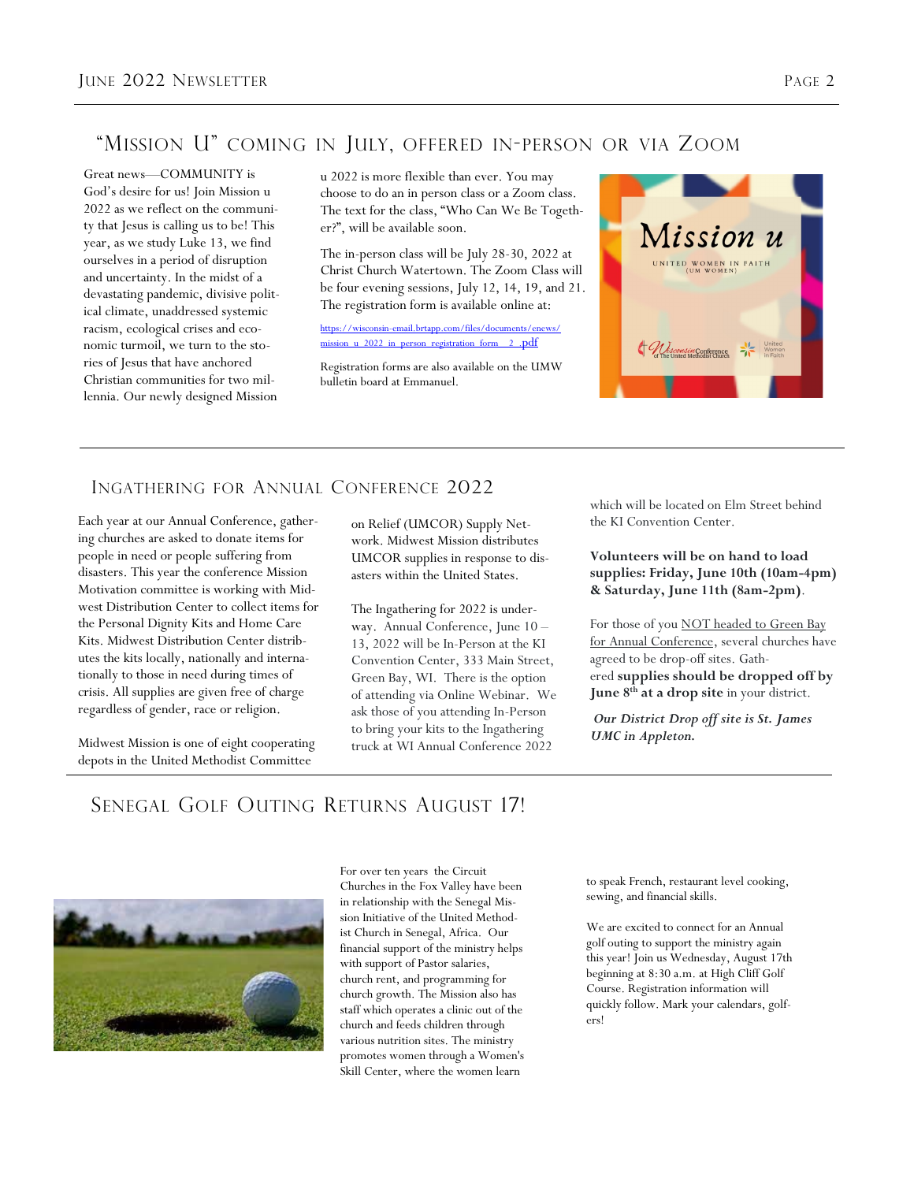## "Mission U" coming in July, offered in-person or via Zoom

Great news—COMMUNITY is God's desire for us! Join Mission u 2022 as we reflect on the community that Jesus is calling us to be! This year, as we study Luke 13, we find ourselves in a period of disruption and uncertainty. In the midst of a devastating pandemic, divisive political climate, unaddressed systemic racism, ecological crises and economic turmoil, we turn to the stories of Jesus that have anchored Christian communities for two millennia. Our newly designed Mission u 2022 is more flexible than ever. You may choose to do an in person class or a Zoom class. The text for the class, "Who Can We Be Together?", will be available soon.

The in-person class will be July 28-30, 2022 at Christ Church Watertown. The Zoom Class will be four evening sessions, July 12, 14, 19, and 21. The registration form is available online at:

https://wisconsin-email.brtapp.com/files/documents/enews/mission_u_2022_in_person_registration_form__2_.pdf

Registration forms are also available on the UMW bulletin board at Emmanuel.

## Ingathering for Annual Conference 2022

Each year at our Annual Conference, gathering churches are asked to donate items for people in need or people suffering from disasters. This year the conference Mission Motivation committee is working with Midwest Distribution Center to collect items for the Personal Dignity Kits and Home Care Kits. Midwest Distribution Center distributes the kits locally, nationally and internationally to those in need during times of crisis. All supplies are given free of charge regardless of gender, race or religion.

Midwest Mission is one of eight cooperating depots in the United Methodist Committee on Relief (UMCOR) Supply Network. Midwest Mission distributes UMCOR supplies in response to disasters within the United States.

The Ingathering for 2022 is underway. Annual Conference, June 10 – 13, 2022 will be In-Person at the KI Convention Center, 333 Main Street, Green Bay, WI. There is the option of attending via Online Webinar. We ask those of you attending In-Person to bring your kits to the Ingathering truck at WI Annual Conference 2022 which will be located on Elm Street behind the KI Convention Center.

**Volunteers will be on hand to load supplies: Friday, June 10th (10am-4pm) & Saturday, June 11th (8am-2pm)**.

For those of you NOT headed to Green Bay for Annual Conference, several churches have agreed to be drop-off sites. Gathered **supplies should be dropped off by June 8th at a drop site** in your district.

***Our District Drop off site is St. James UMC in Appleton.***

## Senegal Golf Outing Returns August 17!

For over ten years the Circuit Churches in the Fox Valley have been in relationship with the Senegal Mission Initiative of the United Methodist Church in Senegal, Africa. Our financial support of the ministry helps with support of Pastor salaries, church rent, and programming for church growth. The Mission also has staff which operates a clinic out of the church and feeds children through various nutrition sites. The ministry promotes women through a Women's Skill Center, where the women learn to speak French, restaurant level cooking, sewing, and financial skills.

We are excited to connect for an Annual golf outing to support the ministry again this year! Join us Wednesday, August 17th beginning at 8:30 a.m. at High Cliff Golf Course. Registration information will quickly follow. Mark your calendars, golfers!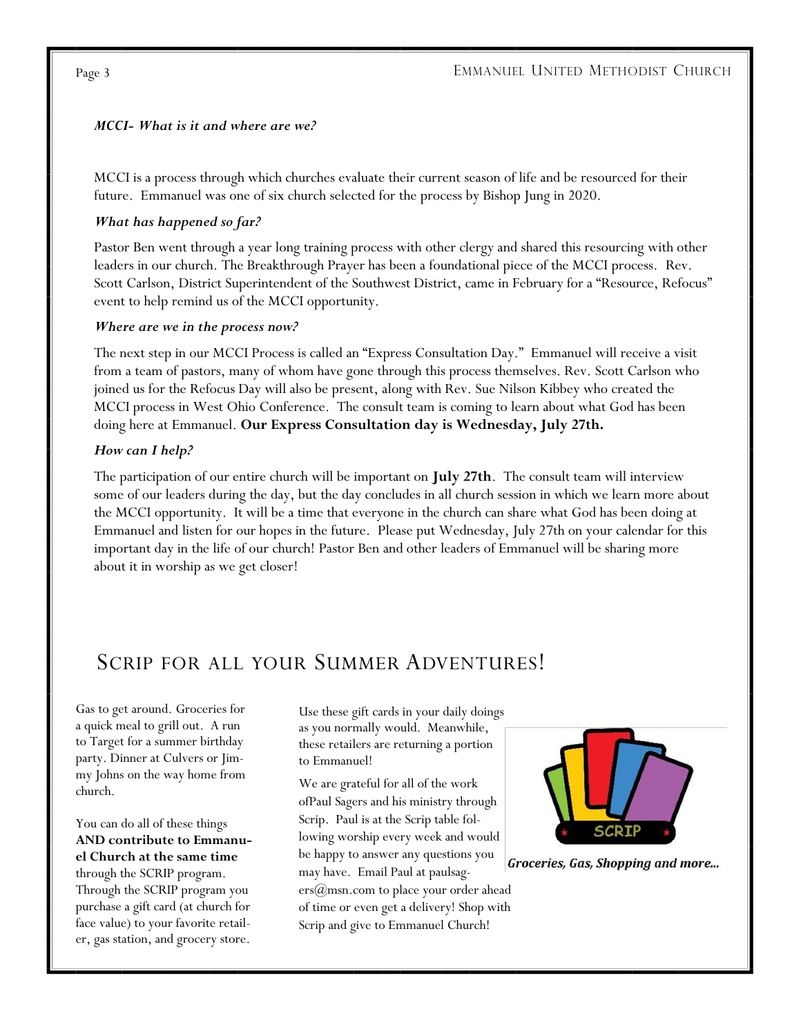***MCCI- What is it and where are we?***

MCCI is a process through which churches evaluate their current season of life and be resourced for their future. Emmanuel was one of six church selected for the process by Bishop Jung in 2020.

***What has happened so far?***

Pastor Ben went through a year long training process with other clergy and shared this resourcing with other leaders in our church. The Breakthrough Prayer has been a foundational piece of the MCCI process. Rev. Scott Carlson, District Superintendent of the Southwest District, came in February for a "Resource, Refocus" event to help remind us of the MCCI opportunity.

***Where are we in the process now?***

The next step in our MCCI Process is called an "Express Consultation Day." Emmanuel will receive a visit from a team of pastors, many of whom have gone through this process themselves. Rev. Scott Carlson who joined us for the Refocus Day will also be present, along with Rev. Sue Nilson Kibbey who created the MCCI process in West Ohio Conference. The consult team is coming to learn about what God has been doing here at Emmanuel. **Our Express Consultation day is Wednesday, July 27th.**

***How can I help?***

The participation of our entire church will be important on **July 27th**. The consult team will interview some of our leaders during the day, but the day concludes in all church session in which we learn more about the MCCI opportunity. It will be a time that everyone in the church can share what God has been doing at Emmanuel and listen for our hopes in the future. Please put Wednesday, July 27th on your calendar for this important day in the life of our church! Pastor Ben and other leaders of Emmanuel will be sharing more about it in worship as we get closer!

## SCRIP FOR ALL YOUR SUMMER ADVENTURES!

Gas to get around. Groceries for a quick meal to grill out. A run to Target for a summer birthday party. Dinner at Culvers or Jimmy Johns on the way home from church.

You can do all of these things **AND contribute to Emmanuel Church at the same time** through the SCRIP program. Through the SCRIP program you purchase a gift card (at church for face value) to your favorite retailer, gas station, and grocery store.

Use these gift cards in your daily doings as you normally would. Meanwhile, these retailers are returning a portion to Emmanuel!

We are grateful for all of the work ofPaul Sagers and his ministry through Scrip. Paul is at the Scrip table following worship every week and would be happy to answer any questions you may have. Email Paul at paulsagers@msn.com to place your order ahead of time or even get a delivery! Shop with Scrip and give to Emmanuel Church!

SCRIP

***Groceries, Gas, Shopping and more...***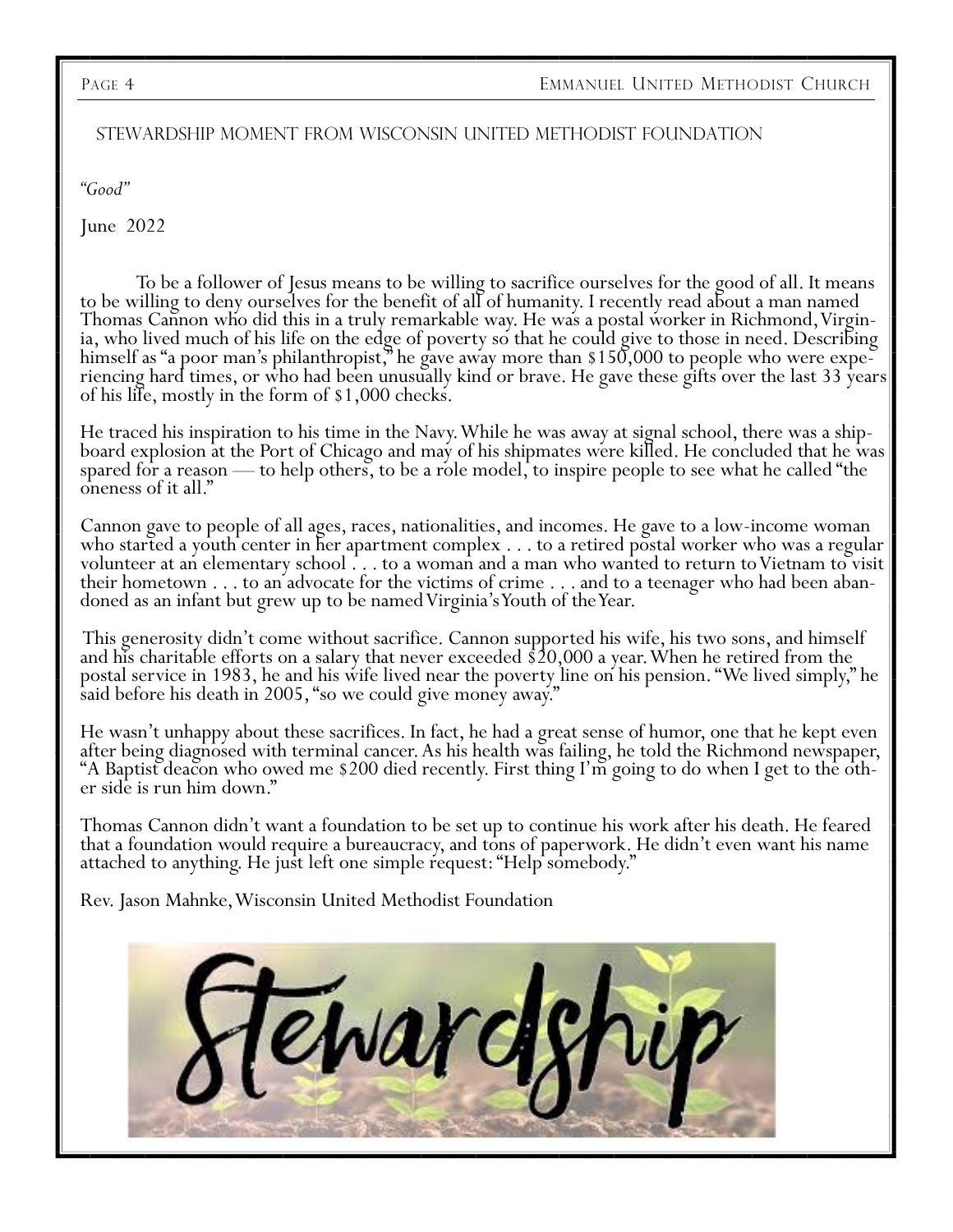## Stewardship Moment from Wisconsin United Methodist Foundation

*"Good"*

June 2022

To be a follower of Jesus means to be willing to sacrifice ourselves for the good of all. It means to be willing to deny ourselves for the benefit of all of humanity. I recently read about a man named Thomas Cannon who did this in a truly remarkable way. He was a postal worker in Richmond, Virginia, who lived much of his life on the edge of poverty so that he could give to those in need. Describing himself as "a poor man's philanthropist," he gave away more than $150,000 to people who were experiencing hard times, or who had been unusually kind or brave. He gave these gifts over the last 33 years of his life, mostly in the form of $1,000 checks.

He traced his inspiration to his time in the Navy. While he was away at signal school, there was a shipboard explosion at the Port of Chicago and may of his shipmates were killed. He concluded that he was spared for a reason — to help others, to be a role model, to inspire people to see what he called "the oneness of it all."

Cannon gave to people of all ages, races, nationalities, and incomes. He gave to a low-income woman who started a youth center in her apartment complex . . . to a retired postal worker who was a regular volunteer at an elementary school . . . to a woman and a man who wanted to return to Vietnam to visit their hometown . . . to an advocate for the victims of crime . . . and to a teenager who had been abandoned as an infant but grew up to be named Virginia's Youth of the Year.

This generosity didn't come without sacrifice. Cannon supported his wife, his two sons, and himself and his charitable efforts on a salary that never exceeded $20,000 a year. When he retired from the postal service in 1983, he and his wife lived near the poverty line on his pension. "We lived simply," he said before his death in 2005, "so we could give money away."

He wasn't unhappy about these sacrifices. In fact, he had a great sense of humor, one that he kept even after being diagnosed with terminal cancer. As his health was failing, he told the Richmond newspaper, "A Baptist deacon who owed me $200 died recently. First thing I'm going to do when I get to the other side is run him down."

Thomas Cannon didn't want a foundation to be set up to continue his work after his death. He feared that a foundation would require a bureaucracy, and tons of paperwork. He didn't even want his name attached to anything. He just left one simple request: "Help somebody."

Rev. Jason Mahnke, Wisconsin United Methodist Foundation

Stewardship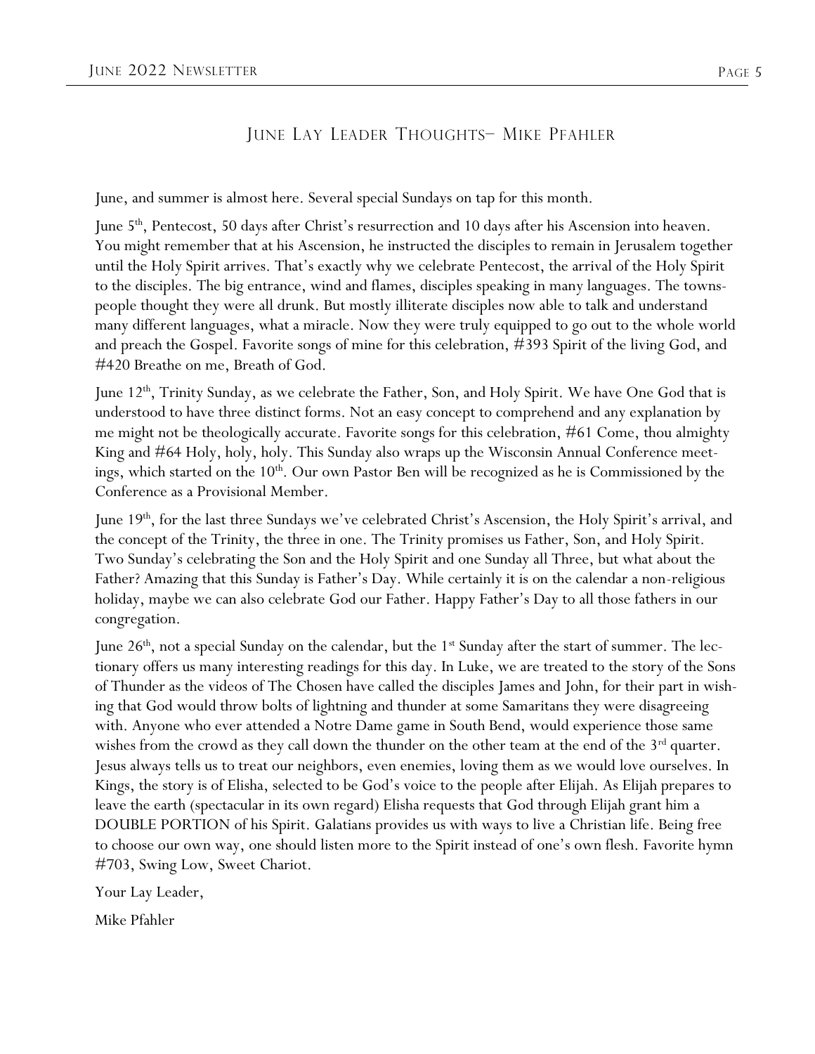## June Lay Leader Thoughts– Mike Pfahler

June, and summer is almost here. Several special Sundays on tap for this month.

June 5th, Pentecost, 50 days after Christ's resurrection and 10 days after his Ascension into heaven. You might remember that at his Ascension, he instructed the disciples to remain in Jerusalem together until the Holy Spirit arrives. That's exactly why we celebrate Pentecost, the arrival of the Holy Spirit to the disciples. The big entrance, wind and flames, disciples speaking in many languages. The towns-people thought they were all drunk. But mostly illiterate disciples now able to talk and understand many different languages, what a miracle. Now they were truly equipped to go out to the whole world and preach the Gospel. Favorite songs of mine for this celebration, #393 Spirit of the living God, and #420 Breathe on me, Breath of God.

June 12th, Trinity Sunday, as we celebrate the Father, Son, and Holy Spirit. We have One God that is understood to have three distinct forms. Not an easy concept to comprehend and any explanation by me might not be theologically accurate. Favorite songs for this celebration, #61 Come, thou almighty King and #64 Holy, holy, holy. This Sunday also wraps up the Wisconsin Annual Conference meetings, which started on the 10th. Our own Pastor Ben will be recognized as he is Commissioned by the Conference as a Provisional Member.

June 19th, for the last three Sundays we've celebrated Christ's Ascension, the Holy Spirit's arrival, and the concept of the Trinity, the three in one. The Trinity promises us Father, Son, and Holy Spirit. Two Sunday's celebrating the Son and the Holy Spirit and one Sunday all Three, but what about the Father? Amazing that this Sunday is Father's Day. While certainly it is on the calendar a non-religious holiday, maybe we can also celebrate God our Father. Happy Father's Day to all those fathers in our congregation.

June 26th, not a special Sunday on the calendar, but the 1st Sunday after the start of summer. The lectionary offers us many interesting readings for this day. In Luke, we are treated to the story of the Sons of Thunder as the videos of The Chosen have called the disciples James and John, for their part in wishing that God would throw bolts of lightning and thunder at some Samaritans they were disagreeing with. Anyone who ever attended a Notre Dame game in South Bend, would experience those same wishes from the crowd as they call down the thunder on the other team at the end of the 3rd quarter. Jesus always tells us to treat our neighbors, even enemies, loving them as we would love ourselves. In Kings, the story is of Elisha, selected to be God's voice to the people after Elijah. As Elijah prepares to leave the earth (spectacular in its own regard) Elisha requests that God through Elijah grant him a DOUBLE PORTION of his Spirit. Galatians provides us with ways to live a Christian life. Being free to choose our own way, one should listen more to the Spirit instead of one's own flesh. Favorite hymn #703, Swing Low, Sweet Chariot.

Your Lay Leader,

Mike Pfahler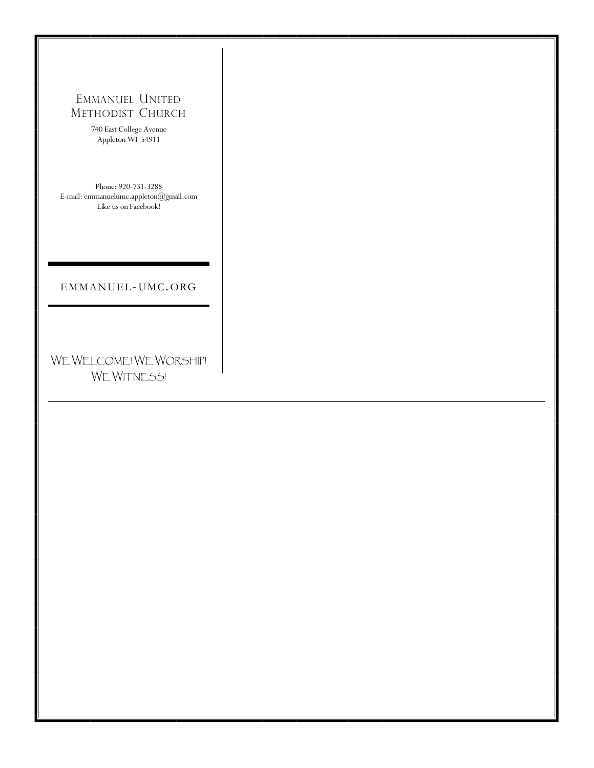## Emmanuel United Methodist Church

740 East College Avenue
Appleton WI 54911

Phone: 920-731-3288
E-mail: emmanuelumc.appleton@gmail.com
Like us on Facebook!

---

EMMANUEL-UMC.ORG

---

We Welcome! We Worship!
We Witness!